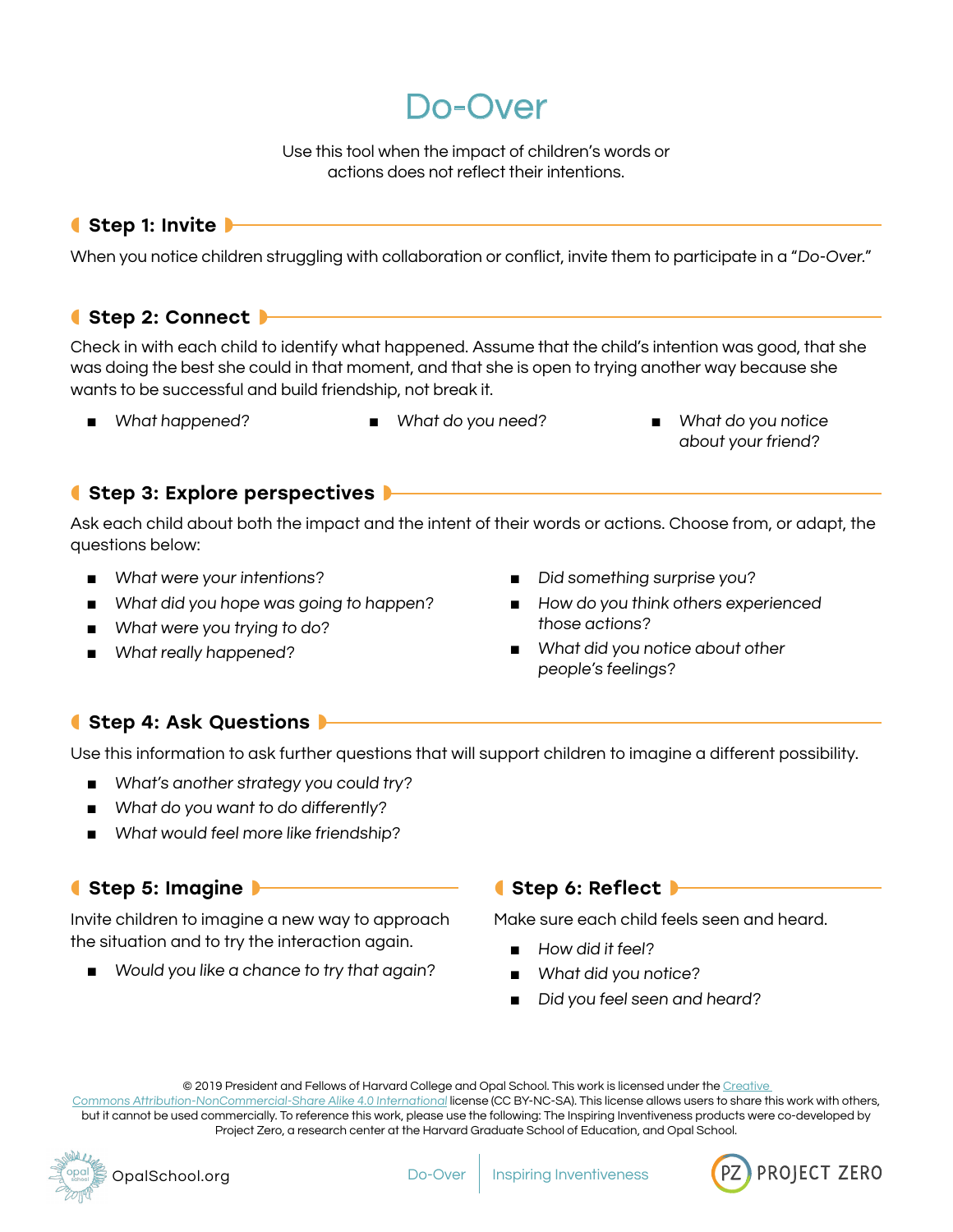# Do-Over

Use this tool when the impact of children's words or actions does not reflect their intentions.

## Step 1: Invite

When you notice children struggling with collaboration or conflict, invite them to participate in a "*Do-Over*."

## Step 2: Connect

Check in with each child to identify what happened. Assume that the child's intention was good, that she was doing the best she could in that moment, and that she is open to trying another way because she wants to be successful and build friendship, not break it.

- *What happened?*
- *What do you need?*
- *What do you notice about your friend?*

## Step 3: Explore perspectives

Ask each child about both the impact and the intent of their words or actions. Choose from, or adapt, the questions below:

- *What were your intentions?*
- *What did you hope was going to happen?*
- *What were you trying to do?*
- *What really happened?*
- *Did something surprise you?*
- *How do you think others experienced those actions?*
- *What did you notice about other people's feelings?*

## Step 4: Ask Questions

Use this information to ask further questions that will support children to imagine a different possibility.

- *What's another strategy you could try?*
- *What do you want to do differently?*
- *What would feel more like friendship?*

## Step 5: Imagine

Invite children to imagine a new way to approach the situation and to try the interaction again.

- *Would you like a chance to try that again?*

## Step 6: Reflect

Make sure each child feels seen and heard.

- *How did it feel?*
- *What did you notice?*
- *Did you feel seen and heard?*

© 2019 President and Fellows of Harvard College and Opal School. This work is licensed under the Creative Commons Attribution-NonCommercial-Share Alike 4.0 International license (CC BY-NC-SA). This license allows users to share this work with others, but it cannot be used commercially. To reference this work, please use the following: The Inspiring Inventiveness products were co-developed by Project Zero, a research center at the Harvard Graduate School of Education, and Opal School.

OpalSchool.org | Do-Over | Inspiring Inventiveness | PROJECT ZERO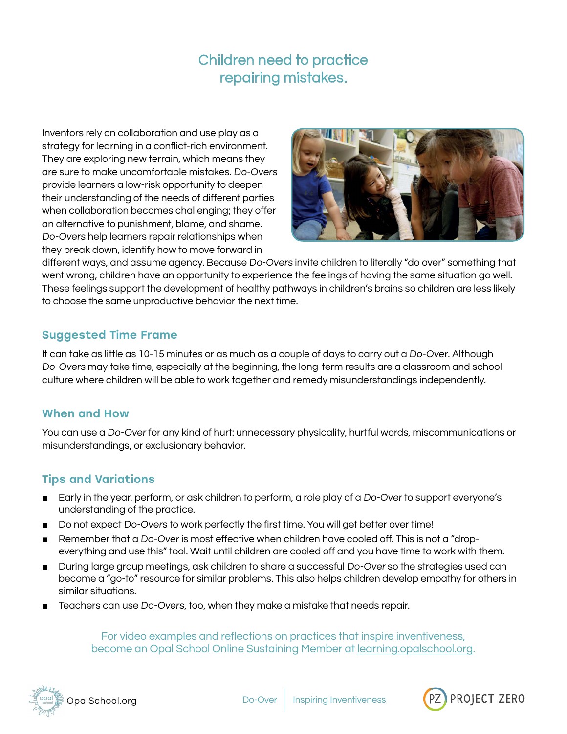# Children need to practice repairing mistakes.

Inventors rely on collaboration and use play as a strategy for learning in a conflict-rich environment. They are exploring new terrain, which means they are sure to make uncomfortable mistakes. *Do-Overs* provide learners a low-risk opportunity to deepen their understanding of the needs of different parties when collaboration becomes challenging; they offer an alternative to punishment, blame, and shame. *Do-Overs* help learners repair relationships when they break down, identify how to move forward in different ways, and assume agency. Because *Do-Overs* invite children to literally "do over" something that went wrong, children have an opportunity to experience the feelings of having the same situation go well. These feelings support the development of healthy pathways in children's brains so children are less likely to choose the same unproductive behavior the next time.

## Suggested Time Frame

It can take as little as 10-15 minutes or as much as a couple of days to carry out a *Do-Over*. Although *Do-Overs* may take time, especially at the beginning, the long-term results are a classroom and school culture where children will be able to work together and remedy misunderstandings independently.

## When and How

You can use a *Do-Over* for any kind of hurt: unnecessary physicality, hurtful words, miscommunications or misunderstandings, or exclusionary behavior.

## Tips and Variations

- Early in the year, perform, or ask children to perform, a role play of a *Do-Over* to support everyone's understanding of the practice.
- Do not expect *Do-Overs* to work perfectly the first time. You will get better over time!
- Remember that a *Do-Over* is most effective when children have cooled off. This is not a "drop-everything and use this" tool. Wait until children are cooled off and you have time to work with them.
- During large group meetings, ask children to share a successful *Do-Over* so the strategies used can become a "go-to" resource for similar problems. This also helps children develop empathy for others in similar situations.
- Teachers can use *Do-Overs*, too, when they make a mistake that needs repair.

For video examples and reflections on practices that inspire inventiveness, become an Opal School Online Sustaining Member at [learning.opalschool.org](learning.opalschool.org).